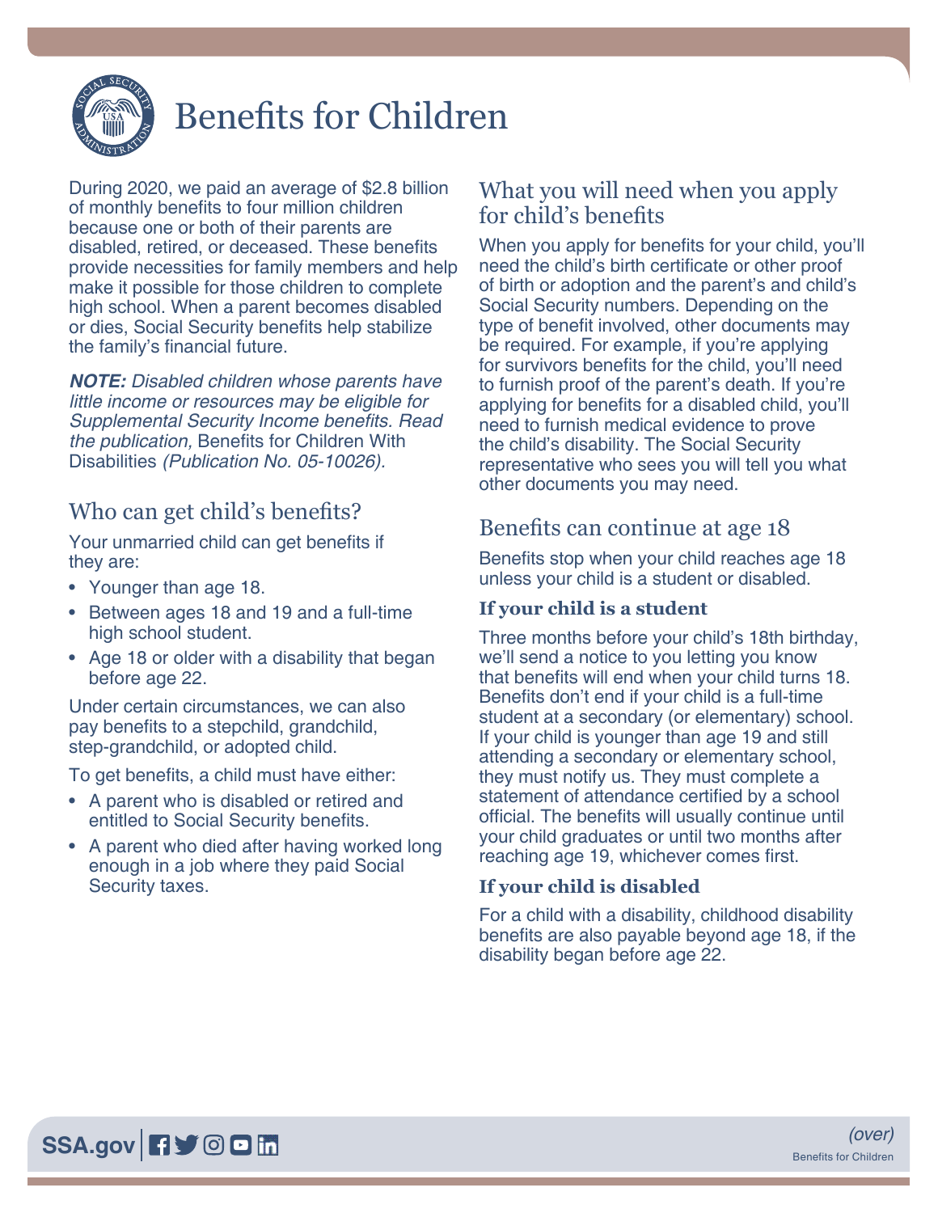# Benefits for Children

During 2020, we paid an average of $2.8 billion of monthly benefits to four million children because one or both of their parents are disabled, retired, or deceased. These benefits provide necessities for family members and help make it possible for those children to complete high school. When a parent becomes disabled or dies, Social Security benefits help stabilize the family's financial future.

***NOTE:*** *Disabled children whose parents have little income or resources may be eligible for Supplemental Security Income benefits. Read the publication,* Benefits for Children With Disabilities *(Publication No. 05-10026).*

## Who can get child's benefits?

Your unmarried child can get benefits if they are:

- Younger than age 18.
- Between ages 18 and 19 and a full-time high school student.
- Age 18 or older with a disability that began before age 22.

Under certain circumstances, we can also pay benefits to a stepchild, grandchild, step-grandchild, or adopted child.

To get benefits, a child must have either:

- A parent who is disabled or retired and entitled to Social Security benefits.
- A parent who died after having worked long enough in a job where they paid Social Security taxes.

## What you will need when you apply for child's benefits

When you apply for benefits for your child, you'll need the child's birth certificate or other proof of birth or adoption and the parent's and child's Social Security numbers. Depending on the type of benefit involved, other documents may be required. For example, if you're applying for survivors benefits for the child, you'll need to furnish proof of the parent's death. If you're applying for benefits for a disabled child, you'll need to furnish medical evidence to prove the child's disability. The Social Security representative who sees you will tell you what other documents you may need.

## Benefits can continue at age 18

Benefits stop when your child reaches age 18 unless your child is a student or disabled.

### If your child is a student

Three months before your child's 18th birthday, we'll send a notice to you letting you know that benefits will end when your child turns 18. Benefits don't end if your child is a full-time student at a secondary (or elementary) school. If your child is younger than age 19 and still attending a secondary or elementary school, they must notify us. They must complete a statement of attendance certified by a school official. The benefits will usually continue until your child graduates or until two months after reaching age 19, whichever comes first.

### If your child is disabled

For a child with a disability, childhood disability benefits are also payable beyond age 18, if the disability began before age 22.

*(over)*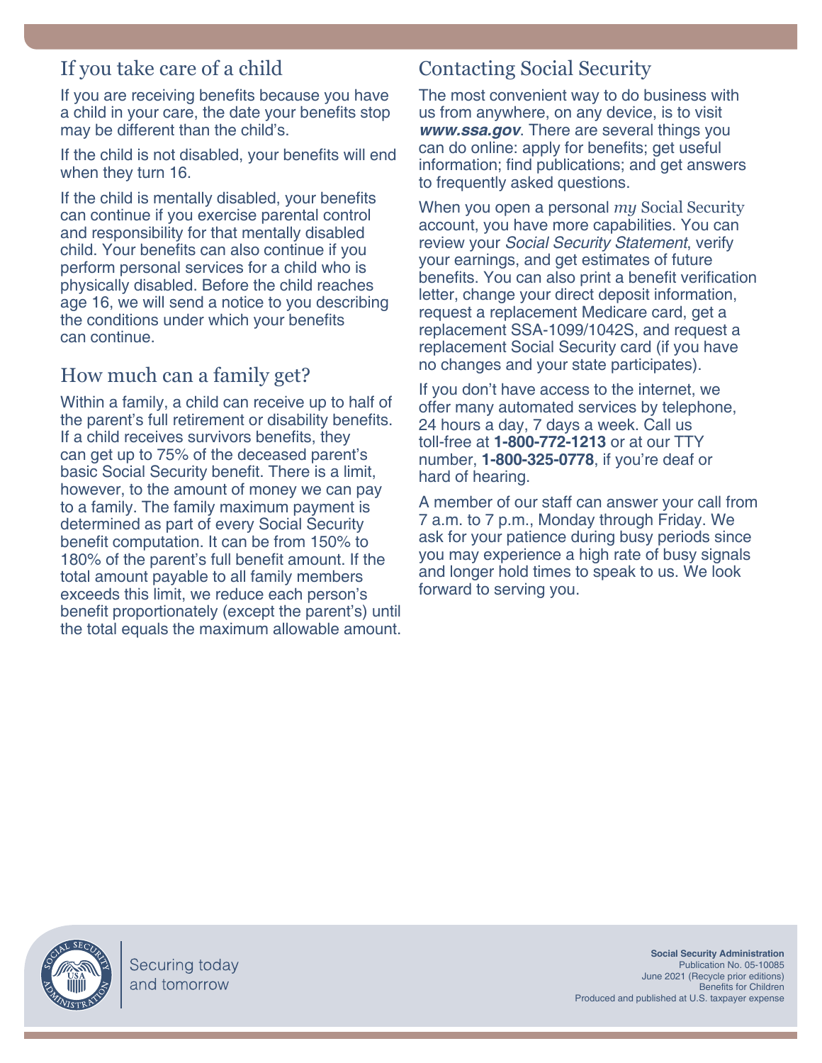## If you take care of a child

If you are receiving benefits because you have a child in your care, the date your benefits stop may be different than the child's.

If the child is not disabled, your benefits will end when they turn 16.

If the child is mentally disabled, your benefits can continue if you exercise parental control and responsibility for that mentally disabled child. Your benefits can also continue if you perform personal services for a child who is physically disabled. Before the child reaches age 16, we will send a notice to you describing the conditions under which your benefits can continue.

## How much can a family get?

Within a family, a child can receive up to half of the parent's full retirement or disability benefits. If a child receives survivors benefits, they can get up to 75% of the deceased parent's basic Social Security benefit. There is a limit, however, to the amount of money we can pay to a family. The family maximum payment is determined as part of every Social Security benefit computation. It can be from 150% to 180% of the parent's full benefit amount. If the total amount payable to all family members exceeds this limit, we reduce each person's benefit proportionately (except the parent's) until the total equals the maximum allowable amount.

## Contacting Social Security

The most convenient way to do business with us from anywhere, on any device, is to visit ***www.ssa.gov***. There are several things you can do online: apply for benefits; get useful information; find publications; and get answers to frequently asked questions.

When you open a personal *my* Social Security account, you have more capabilities. You can review your *Social Security Statement*, verify your earnings, and get estimates of future benefits. You can also print a benefit verification letter, change your direct deposit information, request a replacement Medicare card, get a replacement SSA-1099/1042S, and request a replacement Social Security card (if you have no changes and your state participates).

If you don't have access to the internet, we offer many automated services by telephone, 24 hours a day, 7 days a week. Call us toll-free at **1-800-772-1213** or at our TTY number, **1-800-325-0778**, if you're deaf or hard of hearing.

A member of our staff can answer your call from 7 a.m. to 7 p.m., Monday through Friday. We ask for your patience during busy periods since you may experience a high rate of busy signals and longer hold times to speak to us. We look forward to serving you.

Securing today and tomorrow

**Social Security Administration**
Publication No. 05-10085
June 2021 (Recycle prior editions)
Benefits for Children
Produced and published at U.S. taxpayer expense